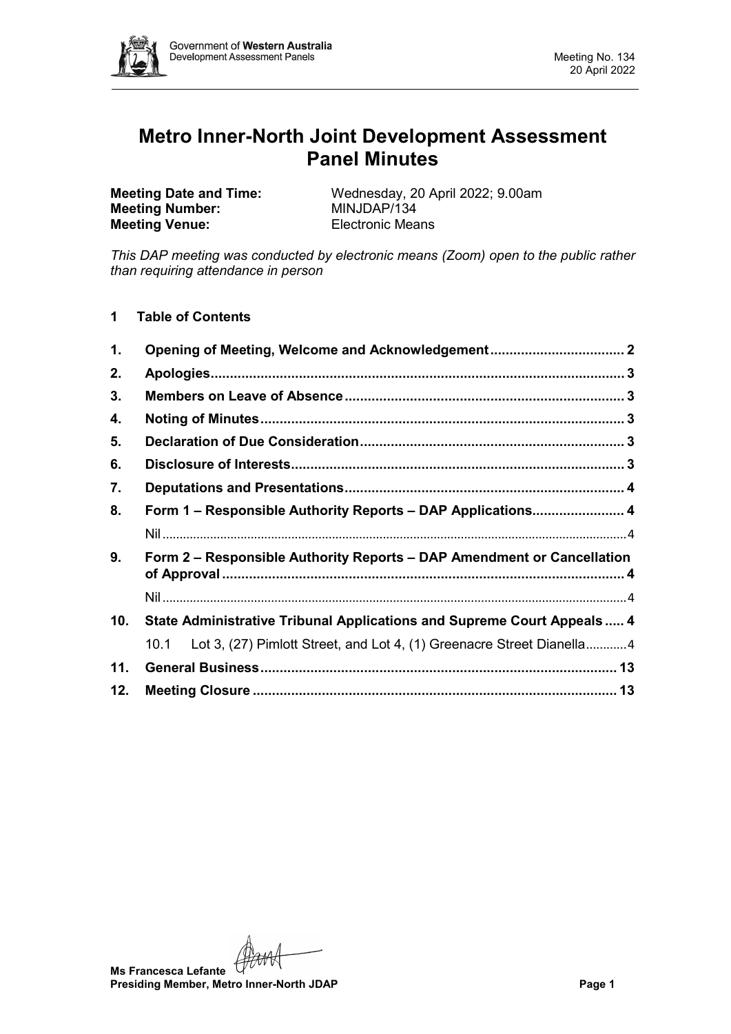# Metro Inner-North Joint Development Assessment Panel Minutes

**Meeting Date and Time:** Wednesday, 20 April 2022; 9.00am
**Meeting Number:** MINJDAP/134
**Meeting Venue:** Electronic Means

*This DAP meeting was conducted by electronic means (Zoom) open to the public rather than requiring attendance in person*

## 1 Table of Contents

| | | |
|---|---|---|
| **1.** | **Opening of Meeting, Welcome and Acknowledgement** | **2** |
| **2.** | **Apologies** | **3** |
| **3.** | **Members on Leave of Absence** | **3** |
| **4.** | **Noting of Minutes** | **3** |
| **5.** | **Declaration of Due Consideration** | **3** |
| **6.** | **Disclosure of Interests** | **3** |
| **7.** | **Deputations and Presentations** | **4** |
| **8.** | **Form 1 – Responsible Authority Reports – DAP Applications** | **4** |
| | Nil | 4 |
| **9.** | **Form 2 – Responsible Authority Reports – DAP Amendment or Cancellation of Approval** | **4** |
| | Nil | 4 |
| **10.** | **State Administrative Tribunal Applications and Supreme Court Appeals** | **4** |
| | 10.1 Lot 3, (27) Pimlott Street, and Lot 4, (1) Greenacre Street Dianella | 4 |
| **11.** | **General Business** | **13** |
| **12.** | **Meeting Closure** | **13** |

**Ms Francesca Lefante**
**Presiding Member, Metro Inner-North JDAP**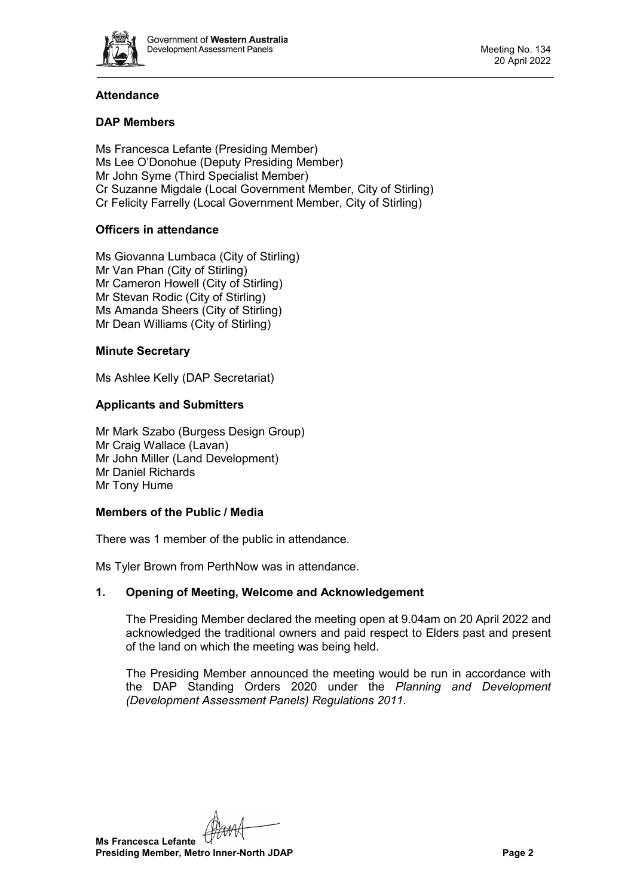## Attendance

### DAP Members

Ms Francesca Lefante (Presiding Member)
Ms Lee O'Donohue (Deputy Presiding Member)
Mr John Syme (Third Specialist Member)
Cr Suzanne Migdale (Local Government Member, City of Stirling)
Cr Felicity Farrelly (Local Government Member, City of Stirling)

### Officers in attendance

Ms Giovanna Lumbaca (City of Stirling)
Mr Van Phan (City of Stirling)
Mr Cameron Howell (City of Stirling)
Mr Stevan Rodic (City of Stirling)
Ms Amanda Sheers (City of Stirling)
Mr Dean Williams (City of Stirling)

### Minute Secretary

Ms Ashlee Kelly (DAP Secretariat)

### Applicants and Submitters

Mr Mark Szabo (Burgess Design Group)
Mr Craig Wallace (Lavan)
Mr John Miller (Land Development)
Mr Daniel Richards
Mr Tony Hume

### Members of the Public / Media

There was 1 member of the public in attendance.

Ms Tyler Brown from PerthNow was in attendance.

## 1. Opening of Meeting, Welcome and Acknowledgement

The Presiding Member declared the meeting open at 9.04am on 20 April 2022 and acknowledged the traditional owners and paid respect to Elders past and present of the land on which the meeting was being held.

The Presiding Member announced the meeting would be run in accordance with the DAP Standing Orders 2020 under the *Planning and Development (Development Assessment Panels) Regulations 2011*.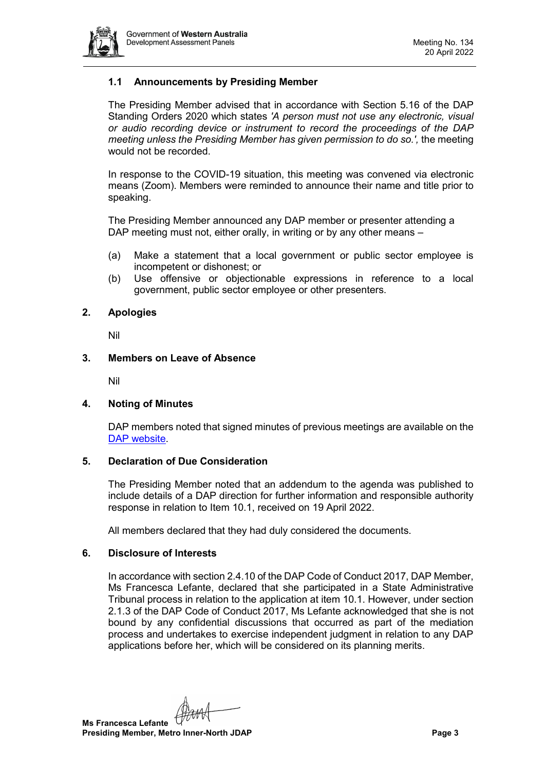### 1.1 Announcements by Presiding Member

The Presiding Member advised that in accordance with Section 5.16 of the DAP Standing Orders 2020 which states *'A person must not use any electronic, visual or audio recording device or instrument to record the proceedings of the DAP meeting unless the Presiding Member has given permission to do so.',* the meeting would not be recorded.

In response to the COVID-19 situation, this meeting was convened via electronic means (Zoom). Members were reminded to announce their name and title prior to speaking.

The Presiding Member announced any DAP member or presenter attending a DAP meeting must not, either orally, in writing or by any other means –

(a) Make a statement that a local government or public sector employee is incompetent or dishonest; or
(b) Use offensive or objectionable expressions in reference to a local government, public sector employee or other presenters.

## 2. Apologies

Nil

## 3. Members on Leave of Absence

Nil

## 4. Noting of Minutes

DAP members noted that signed minutes of previous meetings are available on the DAP website.

## 5. Declaration of Due Consideration

The Presiding Member noted that an addendum to the agenda was published to include details of a DAP direction for further information and responsible authority response in relation to Item 10.1, received on 19 April 2022.

All members declared that they had duly considered the documents.

## 6. Disclosure of Interests

In accordance with section 2.4.10 of the DAP Code of Conduct 2017, DAP Member, Ms Francesca Lefante, declared that she participated in a State Administrative Tribunal process in relation to the application at item 10.1. However, under section 2.1.3 of the DAP Code of Conduct 2017, Ms Lefante acknowledged that she is not bound by any confidential discussions that occurred as part of the mediation process and undertakes to exercise independent judgment in relation to any DAP applications before her, which will be considered on its planning merits.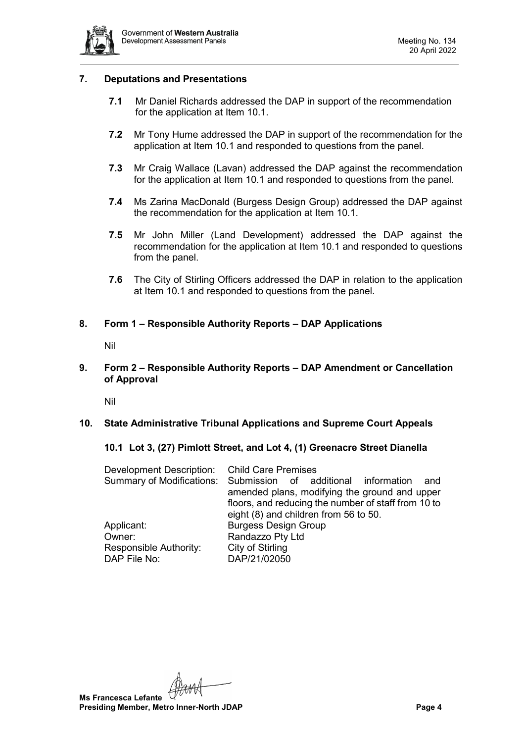## 7. Deputations and Presentations

**7.1** Mr Daniel Richards addressed the DAP in support of the recommendation for the application at Item 10.1.

**7.2** Mr Tony Hume addressed the DAP in support of the recommendation for the application at Item 10.1 and responded to questions from the panel.

**7.3** Mr Craig Wallace (Lavan) addressed the DAP against the recommendation for the application at Item 10.1 and responded to questions from the panel.

**7.4** Ms Zarina MacDonald (Burgess Design Group) addressed the DAP against the recommendation for the application at Item 10.1.

**7.5** Mr John Miller (Land Development) addressed the DAP against the recommendation for the application at Item 10.1 and responded to questions from the panel.

**7.6** The City of Stirling Officers addressed the DAP in relation to the application at Item 10.1 and responded to questions from the panel.

## 8. Form 1 – Responsible Authority Reports – DAP Applications

Nil

## 9. Form 2 – Responsible Authority Reports – DAP Amendment or Cancellation of Approval

Nil

## 10. State Administrative Tribunal Applications and Supreme Court Appeals

### 10.1 Lot 3, (27) Pimlott Street, and Lot 4, (1) Greenacre Street Dianella

| | |
|---|---|
| Development Description: | Child Care Premises |
| Summary of Modifications: | Submission of additional information and amended plans, modifying the ground and upper floors, and reducing the number of staff from 10 to eight (8) and children from 56 to 50. |
| Applicant: | Burgess Design Group |
| Owner: | Randazzo Pty Ltd |
| Responsible Authority: | City of Stirling |
| DAP File No: | DAP/21/02050 |

**Ms Francesca Lefante**
**Presiding Member, Metro Inner-North JDAP**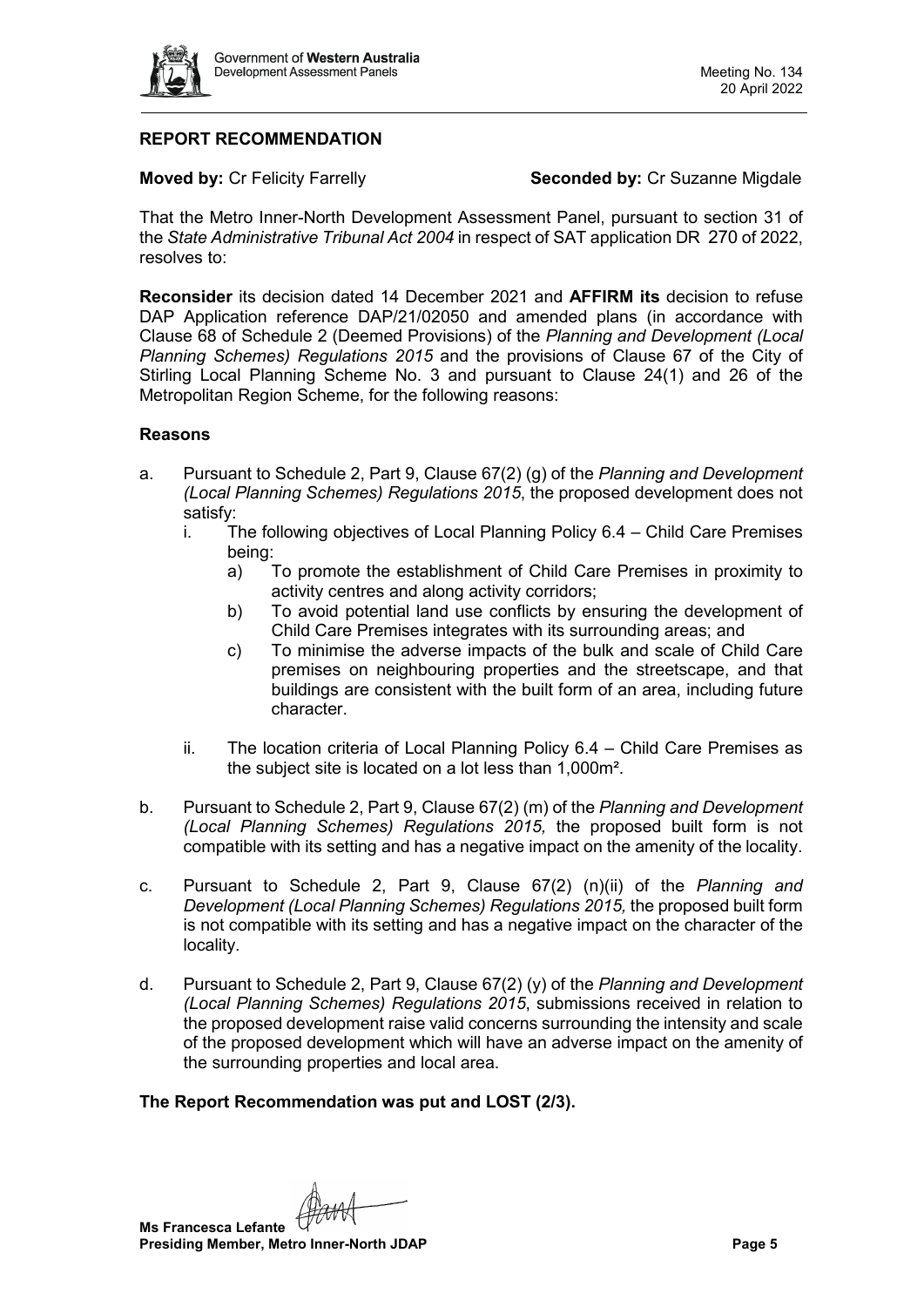## REPORT RECOMMENDATION

**Moved by:** Cr Felicity Farrelly **Seconded by:** Cr Suzanne Migdale

That the Metro Inner-North Development Assessment Panel, pursuant to section 31 of the *State Administrative Tribunal Act 2004* in respect of SAT application DR 270 of 2022, resolves to:

**Reconsider** its decision dated 14 December 2021 and **AFFIRM its** decision to refuse DAP Application reference DAP/21/02050 and amended plans (in accordance with Clause 68 of Schedule 2 (Deemed Provisions) of the *Planning and Development (Local Planning Schemes) Regulations 2015* and the provisions of Clause 67 of the City of Stirling Local Planning Scheme No. 3 and pursuant to Clause 24(1) and 26 of the Metropolitan Region Scheme, for the following reasons:

### Reasons

a. Pursuant to Schedule 2, Part 9, Clause 67(2) (g) of the *Planning and Development (Local Planning Schemes) Regulations 2015*, the proposed development does not satisfy:

   i. The following objectives of Local Planning Policy 6.4 – Child Care Premises being:

      a) To promote the establishment of Child Care Premises in proximity to activity centres and along activity corridors;

      b) To avoid potential land use conflicts by ensuring the development of Child Care Premises integrates with its surrounding areas; and

      c) To minimise the adverse impacts of the bulk and scale of Child Care premises on neighbouring properties and the streetscape, and that buildings are consistent with the built form of an area, including future character.

   ii. The location criteria of Local Planning Policy 6.4 – Child Care Premises as the subject site is located on a lot less than 1,000m².

b. Pursuant to Schedule 2, Part 9, Clause 67(2) (m) of the *Planning and Development (Local Planning Schemes) Regulations 2015,* the proposed built form is not compatible with its setting and has a negative impact on the amenity of the locality.

c. Pursuant to Schedule 2, Part 9, Clause 67(2) (n)(ii) of the *Planning and Development (Local Planning Schemes) Regulations 2015,* the proposed built form is not compatible with its setting and has a negative impact on the character of the locality.

d. Pursuant to Schedule 2, Part 9, Clause 67(2) (y) of the *Planning and Development (Local Planning Schemes) Regulations 2015*, submissions received in relation to the proposed development raise valid concerns surrounding the intensity and scale of the proposed development which will have an adverse impact on the amenity of the surrounding properties and local area.

**The Report Recommendation was put and LOST (2/3).**

**Ms Francesca Lefante**
**Presiding Member, Metro Inner-North JDAP**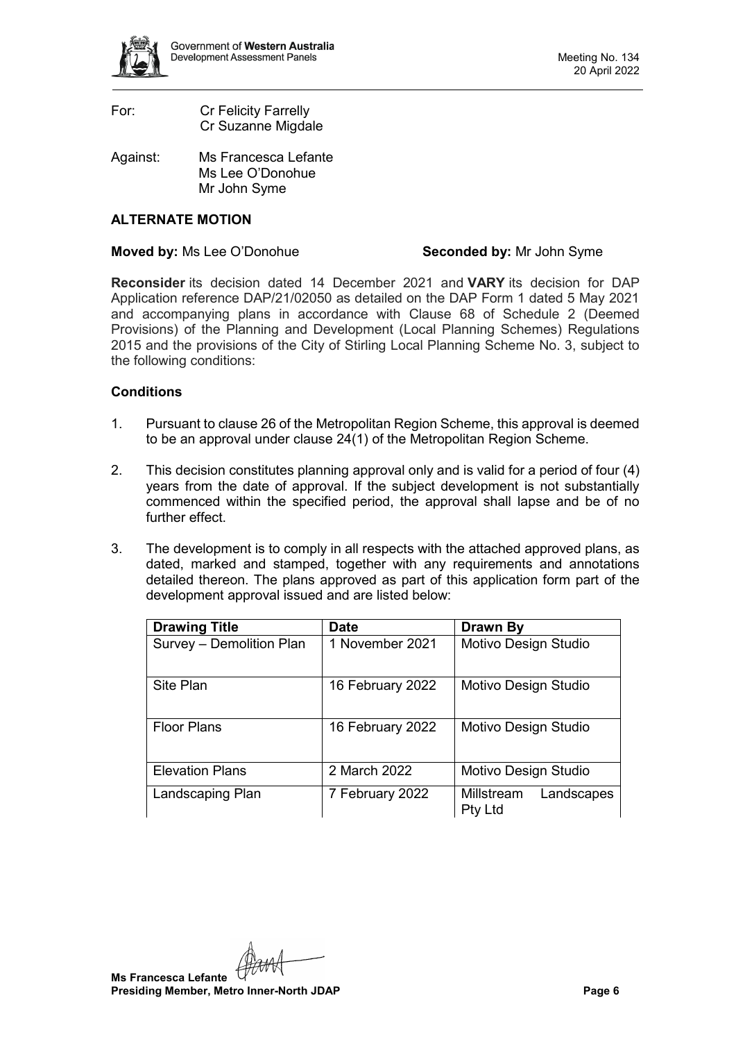For: Cr Felicity Farrelly
Cr Suzanne Migdale

Against: Ms Francesca Lefante
Ms Lee O'Donohue
Mr John Syme

**ALTERNATE MOTION**

**Moved by:** Ms Lee O'Donohue **Seconded by:** Mr John Syme

**Reconsider** its decision dated 14 December 2021 and **VARY** its decision for DAP Application reference DAP/21/02050 as detailed on the DAP Form 1 dated 5 May 2021 and accompanying plans in accordance with Clause 68 of Schedule 2 (Deemed Provisions) of the Planning and Development (Local Planning Schemes) Regulations 2015 and the provisions of the City of Stirling Local Planning Scheme No. 3, subject to the following conditions:

**Conditions**

1. Pursuant to clause 26 of the Metropolitan Region Scheme, this approval is deemed to be an approval under clause 24(1) of the Metropolitan Region Scheme.

2. This decision constitutes planning approval only and is valid for a period of four (4) years from the date of approval. If the subject development is not substantially commenced within the specified period, the approval shall lapse and be of no further effect.

3. The development is to comply in all respects with the attached approved plans, as dated, marked and stamped, together with any requirements and annotations detailed thereon. The plans approved as part of this application form part of the development approval issued and are listed below:

| Drawing Title | Date | Drawn By |
|---|---|---|
| Survey – Demolition Plan | 1 November 2021 | Motivo Design Studio |
| Site Plan | 16 February 2022 | Motivo Design Studio |
| Floor Plans | 16 February 2022 | Motivo Design Studio |
| Elevation Plans | 2 March 2022 | Motivo Design Studio |
| Landscaping Plan | 7 February 2022 | Millstream Landscapes Pty Ltd |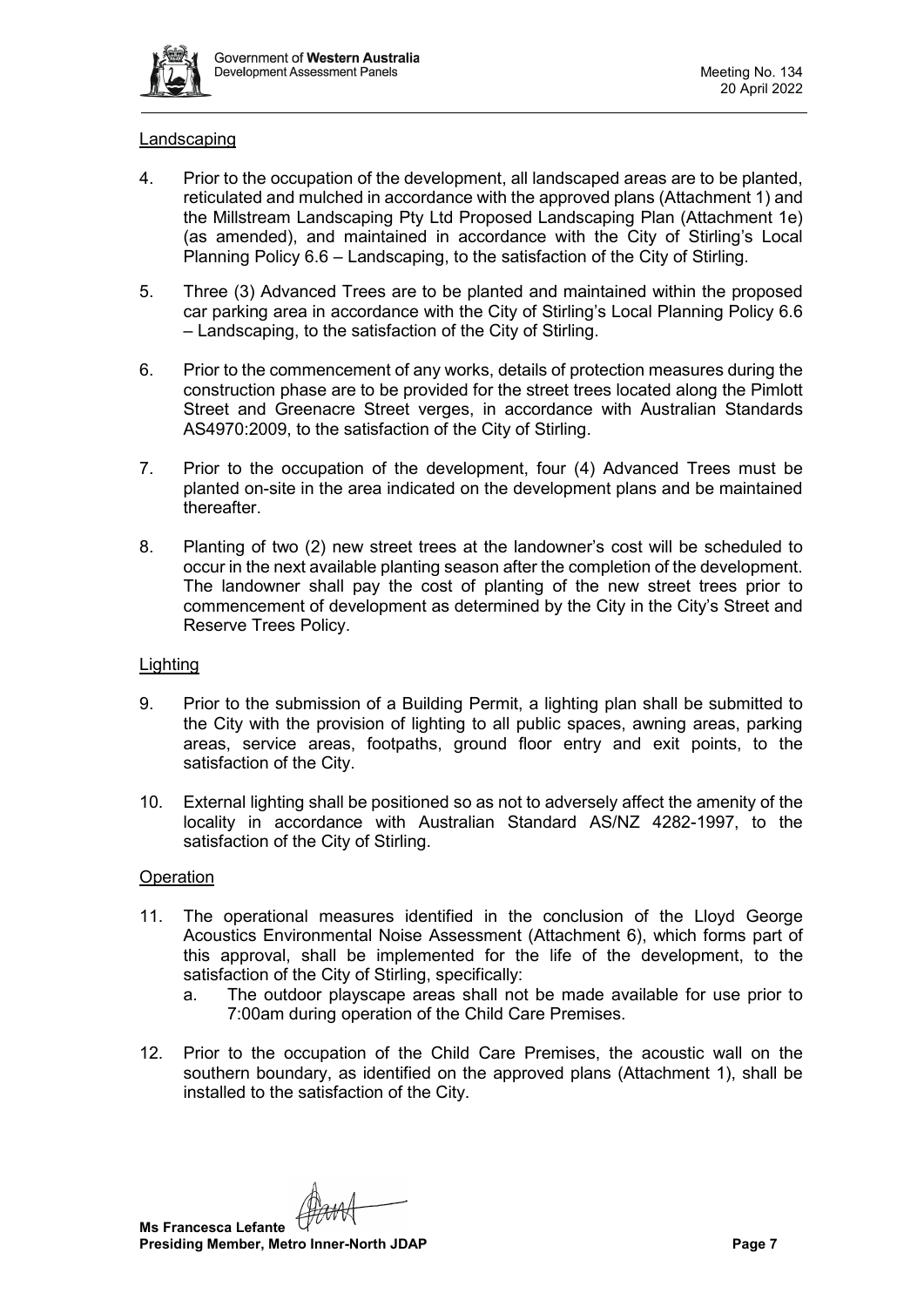Landscaping

4. Prior to the occupation of the development, all landscaped areas are to be planted, reticulated and mulched in accordance with the approved plans (Attachment 1) and the Millstream Landscaping Pty Ltd Proposed Landscaping Plan (Attachment 1e) (as amended), and maintained in accordance with the City of Stirling's Local Planning Policy 6.6 – Landscaping, to the satisfaction of the City of Stirling.

5. Three (3) Advanced Trees are to be planted and maintained within the proposed car parking area in accordance with the City of Stirling's Local Planning Policy 6.6 – Landscaping, to the satisfaction of the City of Stirling.

6. Prior to the commencement of any works, details of protection measures during the construction phase are to be provided for the street trees located along the Pimlott Street and Greenacre Street verges, in accordance with Australian Standards AS4970:2009, to the satisfaction of the City of Stirling.

7. Prior to the occupation of the development, four (4) Advanced Trees must be planted on-site in the area indicated on the development plans and be maintained thereafter.

8. Planting of two (2) new street trees at the landowner's cost will be scheduled to occur in the next available planting season after the completion of the development. The landowner shall pay the cost of planting of the new street trees prior to commencement of development as determined by the City in the City's Street and Reserve Trees Policy.

Lighting

9. Prior to the submission of a Building Permit, a lighting plan shall be submitted to the City with the provision of lighting to all public spaces, awning areas, parking areas, service areas, footpaths, ground floor entry and exit points, to the satisfaction of the City.

10. External lighting shall be positioned so as not to adversely affect the amenity of the locality in accordance with Australian Standard AS/NZ 4282-1997, to the satisfaction of the City of Stirling.

Operation

11. The operational measures identified in the conclusion of the Lloyd George Acoustics Environmental Noise Assessment (Attachment 6), which forms part of this approval, shall be implemented for the life of the development, to the satisfaction of the City of Stirling, specifically:
    a. The outdoor playscape areas shall not be made available for use prior to 7:00am during operation of the Child Care Premises.

12. Prior to the occupation of the Child Care Premises, the acoustic wall on the southern boundary, as identified on the approved plans (Attachment 1), shall be installed to the satisfaction of the City.

**Ms Francesca Lefante**
**Presiding Member, Metro Inner-North JDAP**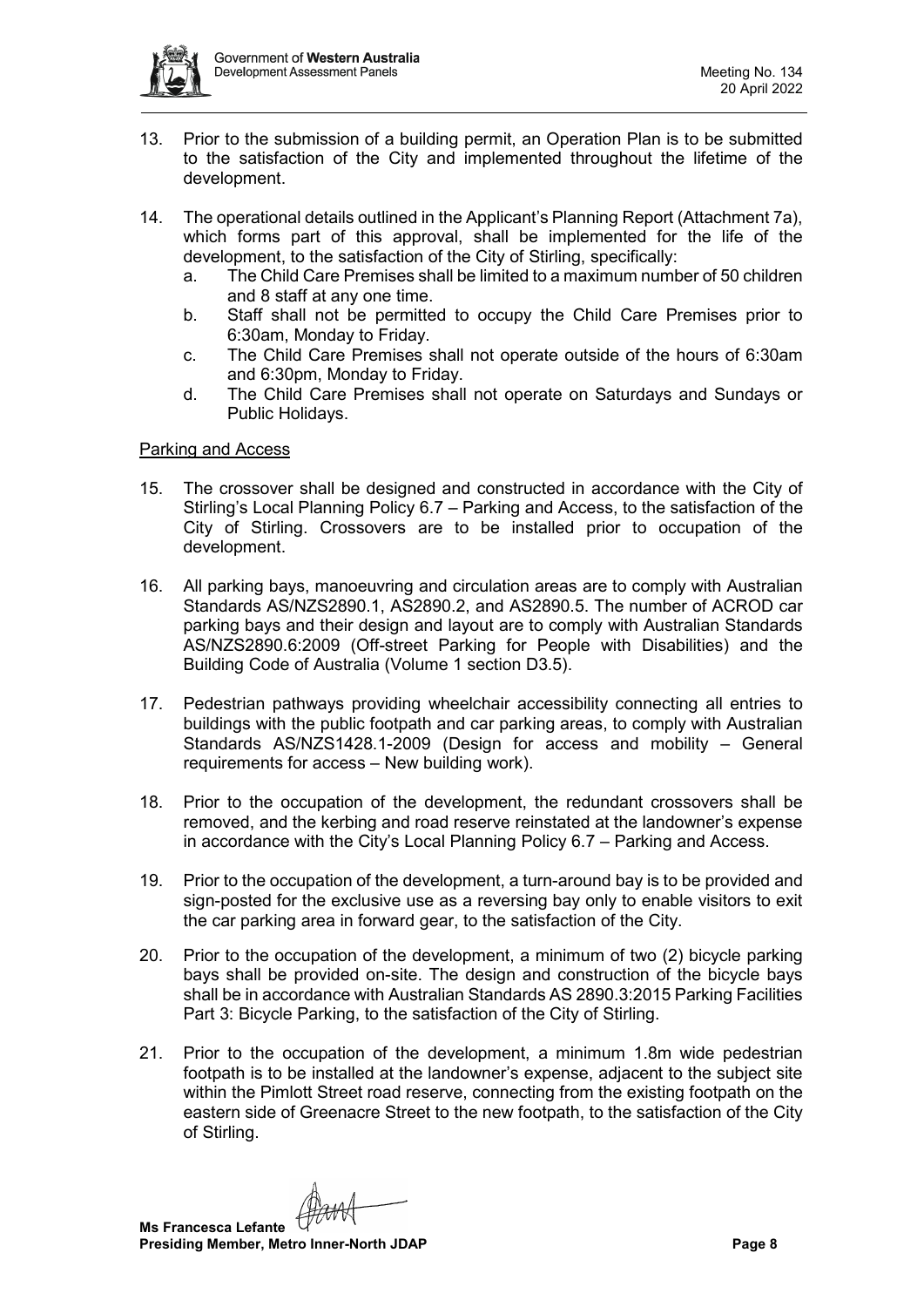13. Prior to the submission of a building permit, an Operation Plan is to be submitted to the satisfaction of the City and implemented throughout the lifetime of the development.

14. The operational details outlined in the Applicant's Planning Report (Attachment 7a), which forms part of this approval, shall be implemented for the life of the development, to the satisfaction of the City of Stirling, specifically:
    a. The Child Care Premises shall be limited to a maximum number of 50 children and 8 staff at any one time.
    b. Staff shall not be permitted to occupy the Child Care Premises prior to 6:30am, Monday to Friday.
    c. The Child Care Premises shall not operate outside of the hours of 6:30am and 6:30pm, Monday to Friday.
    d. The Child Care Premises shall not operate on Saturdays and Sundays or Public Holidays.

Parking and Access

15. The crossover shall be designed and constructed in accordance with the City of Stirling's Local Planning Policy 6.7 – Parking and Access, to the satisfaction of the City of Stirling. Crossovers are to be installed prior to occupation of the development.

16. All parking bays, manoeuvring and circulation areas are to comply with Australian Standards AS/NZS2890.1, AS2890.2, and AS2890.5. The number of ACROD car parking bays and their design and layout are to comply with Australian Standards AS/NZS2890.6:2009 (Off-street Parking for People with Disabilities) and the Building Code of Australia (Volume 1 section D3.5).

17. Pedestrian pathways providing wheelchair accessibility connecting all entries to buildings with the public footpath and car parking areas, to comply with Australian Standards AS/NZS1428.1-2009 (Design for access and mobility – General requirements for access – New building work).

18. Prior to the occupation of the development, the redundant crossovers shall be removed, and the kerbing and road reserve reinstated at the landowner's expense in accordance with the City's Local Planning Policy 6.7 – Parking and Access.

19. Prior to the occupation of the development, a turn-around bay is to be provided and sign-posted for the exclusive use as a reversing bay only to enable visitors to exit the car parking area in forward gear, to the satisfaction of the City.

20. Prior to the occupation of the development, a minimum of two (2) bicycle parking bays shall be provided on-site. The design and construction of the bicycle bays shall be in accordance with Australian Standards AS 2890.3:2015 Parking Facilities Part 3: Bicycle Parking, to the satisfaction of the City of Stirling.

21. Prior to the occupation of the development, a minimum 1.8m wide pedestrian footpath is to be installed at the landowner's expense, adjacent to the subject site within the Pimlott Street road reserve, connecting from the existing footpath on the eastern side of Greenacre Street to the new footpath, to the satisfaction of the City of Stirling.

**Ms Francesca Lefante**
**Presiding Member, Metro Inner-North JDAP**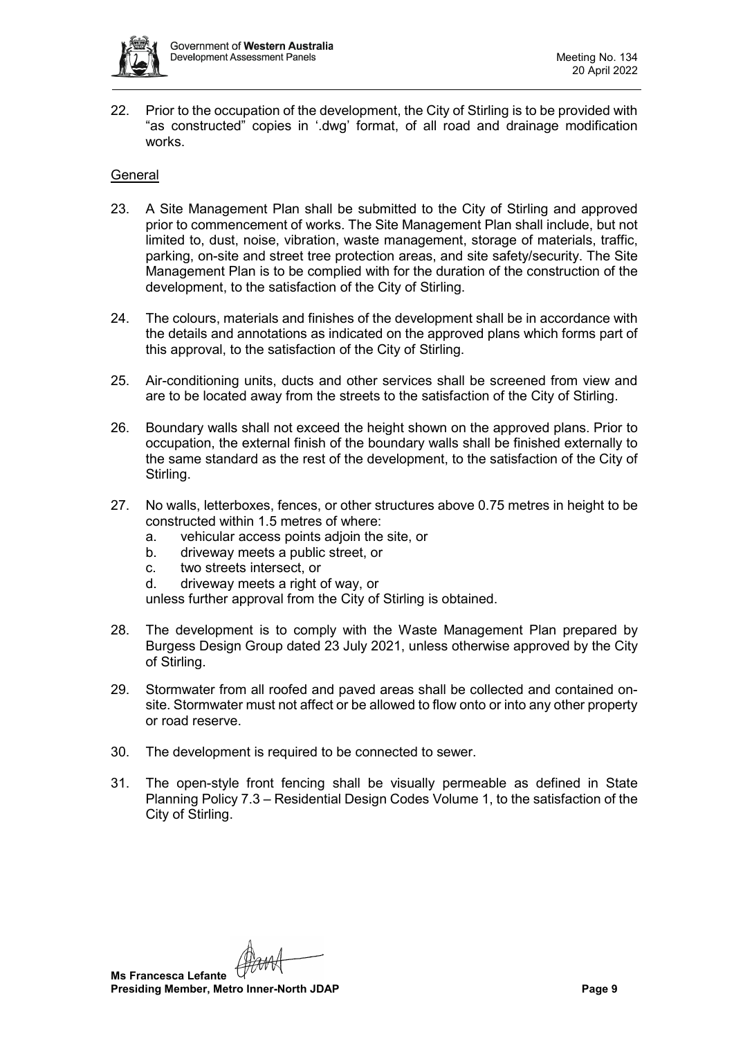22. Prior to the occupation of the development, the City of Stirling is to be provided with "as constructed" copies in '.dwg' format, of all road and drainage modification works.

<u>General</u>

23. A Site Management Plan shall be submitted to the City of Stirling and approved prior to commencement of works. The Site Management Plan shall include, but not limited to, dust, noise, vibration, waste management, storage of materials, traffic, parking, on-site and street tree protection areas, and site safety/security. The Site Management Plan is to be complied with for the duration of the construction of the development, to the satisfaction of the City of Stirling.

24. The colours, materials and finishes of the development shall be in accordance with the details and annotations as indicated on the approved plans which forms part of this approval, to the satisfaction of the City of Stirling.

25. Air-conditioning units, ducts and other services shall be screened from view and are to be located away from the streets to the satisfaction of the City of Stirling.

26. Boundary walls shall not exceed the height shown on the approved plans. Prior to occupation, the external finish of the boundary walls shall be finished externally to the same standard as the rest of the development, to the satisfaction of the City of Stirling.

27. No walls, letterboxes, fences, or other structures above 0.75 metres in height to be constructed within 1.5 metres of where:
    a. vehicular access points adjoin the site, or
    b. driveway meets a public street, or
    c. two streets intersect, or
    d. driveway meets a right of way, or

    unless further approval from the City of Stirling is obtained.

28. The development is to comply with the Waste Management Plan prepared by Burgess Design Group dated 23 July 2021, unless otherwise approved by the City of Stirling.

29. Stormwater from all roofed and paved areas shall be collected and contained on-site. Stormwater must not affect or be allowed to flow onto or into any other property or road reserve.

30. The development is required to be connected to sewer.

31. The open-style front fencing shall be visually permeable as defined in State Planning Policy 7.3 – Residential Design Codes Volume 1, to the satisfaction of the City of Stirling.

**Ms Francesca Lefante**
**Presiding Member, Metro Inner-North JDAP**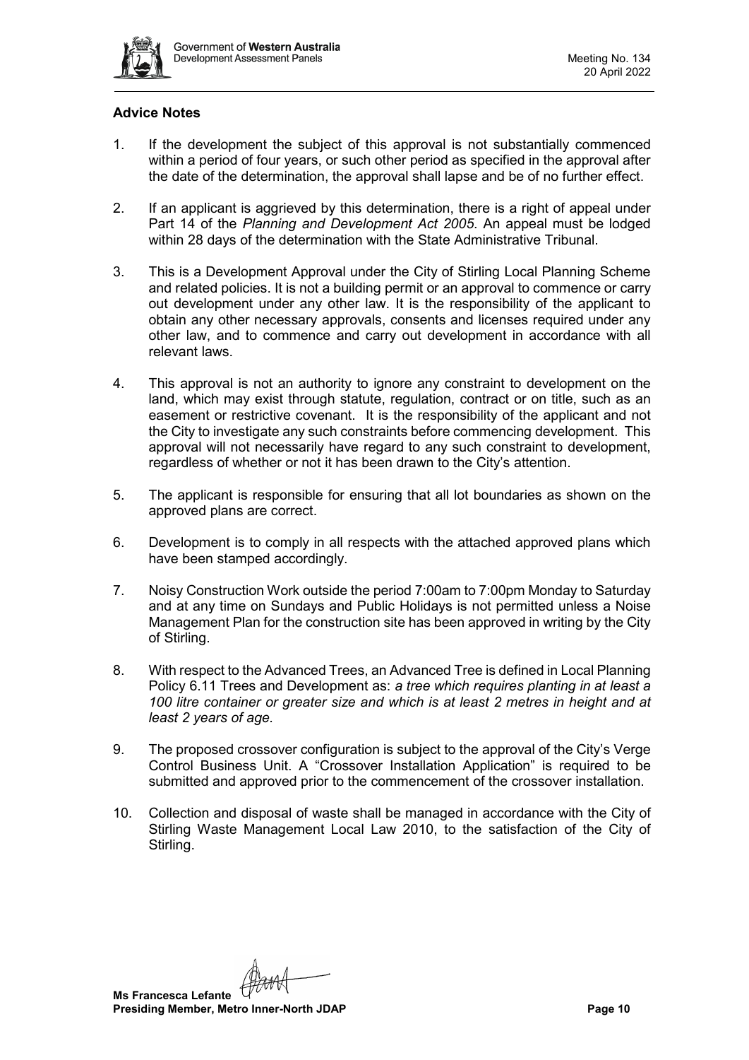**Advice Notes**

1. If the development the subject of this approval is not substantially commenced within a period of four years, or such other period as specified in the approval after the date of the determination, the approval shall lapse and be of no further effect.

2. If an applicant is aggrieved by this determination, there is a right of appeal under Part 14 of the *Planning and Development Act 2005*. An appeal must be lodged within 28 days of the determination with the State Administrative Tribunal.

3. This is a Development Approval under the City of Stirling Local Planning Scheme and related policies. It is not a building permit or an approval to commence or carry out development under any other law. It is the responsibility of the applicant to obtain any other necessary approvals, consents and licenses required under any other law, and to commence and carry out development in accordance with all relevant laws.

4. This approval is not an authority to ignore any constraint to development on the land, which may exist through statute, regulation, contract or on title, such as an easement or restrictive covenant. It is the responsibility of the applicant and not the City to investigate any such constraints before commencing development. This approval will not necessarily have regard to any such constraint to development, regardless of whether or not it has been drawn to the City's attention.

5. The applicant is responsible for ensuring that all lot boundaries as shown on the approved plans are correct.

6. Development is to comply in all respects with the attached approved plans which have been stamped accordingly.

7. Noisy Construction Work outside the period 7:00am to 7:00pm Monday to Saturday and at any time on Sundays and Public Holidays is not permitted unless a Noise Management Plan for the construction site has been approved in writing by the City of Stirling.

8. With respect to the Advanced Trees, an Advanced Tree is defined in Local Planning Policy 6.11 Trees and Development as: *a tree which requires planting in at least a 100 litre container or greater size and which is at least 2 metres in height and at least 2 years of age.*

9. The proposed crossover configuration is subject to the approval of the City's Verge Control Business Unit. A "Crossover Installation Application" is required to be submitted and approved prior to the commencement of the crossover installation.

10. Collection and disposal of waste shall be managed in accordance with the City of Stirling Waste Management Local Law 2010, to the satisfaction of the City of Stirling.

**Ms Francesca Lefante**
**Presiding Member, Metro Inner-North JDAP**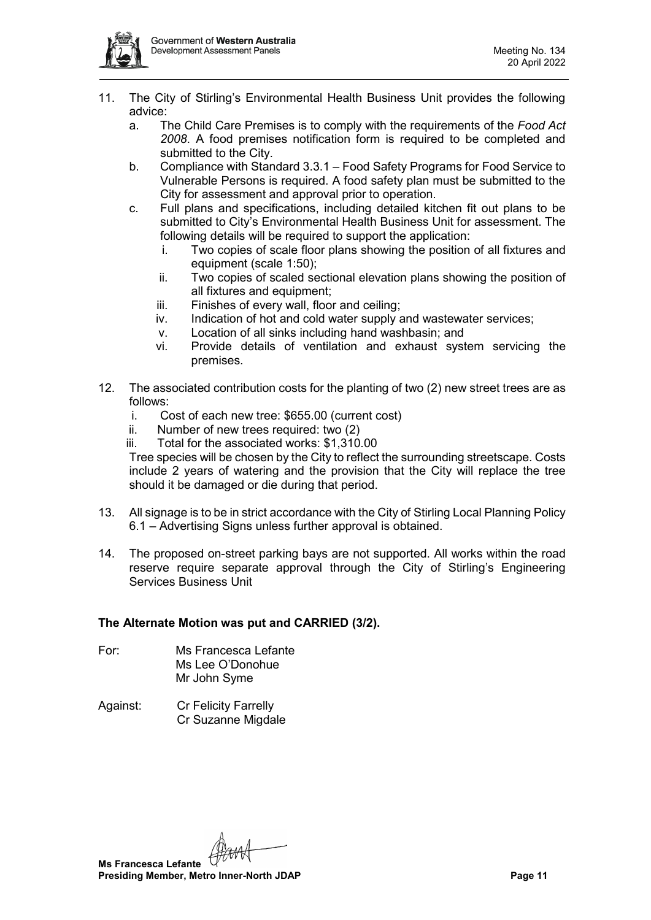11. The City of Stirling's Environmental Health Business Unit provides the following advice:
    a. The Child Care Premises is to comply with the requirements of the *Food Act 2008*. A food premises notification form is required to be completed and submitted to the City.
    b. Compliance with Standard 3.3.1 – Food Safety Programs for Food Service to Vulnerable Persons is required. A food safety plan must be submitted to the City for assessment and approval prior to operation.
    c. Full plans and specifications, including detailed kitchen fit out plans to be submitted to City's Environmental Health Business Unit for assessment. The following details will be required to support the application:
        i. Two copies of scale floor plans showing the position of all fixtures and equipment (scale 1:50);
        ii. Two copies of scaled sectional elevation plans showing the position of all fixtures and equipment;
        iii. Finishes of every wall, floor and ceiling;
        iv. Indication of hot and cold water supply and wastewater services;
        v. Location of all sinks including hand washbasin; and
        vi. Provide details of ventilation and exhaust system servicing the premises.

12. The associated contribution costs for the planting of two (2) new street trees are as follows:
    i. Cost of each new tree: $655.00 (current cost)
    ii. Number of new trees required: two (2)
    iii. Total for the associated works: $1,310.00

    Tree species will be chosen by the City to reflect the surrounding streetscape. Costs include 2 years of watering and the provision that the City will replace the tree should it be damaged or die during that period.

13. All signage is to be in strict accordance with the City of Stirling Local Planning Policy 6.1 – Advertising Signs unless further approval is obtained.

14. The proposed on-street parking bays are not supported. All works within the road reserve require separate approval through the City of Stirling's Engineering Services Business Unit

**The Alternate Motion was put and CARRIED (3/2).**

For: Ms Francesca Lefante
Ms Lee O'Donohue
Mr John Syme

Against: Cr Felicity Farrelly
Cr Suzanne Migdale

**Ms Francesca Lefante**
**Presiding Member, Metro Inner-North JDAP**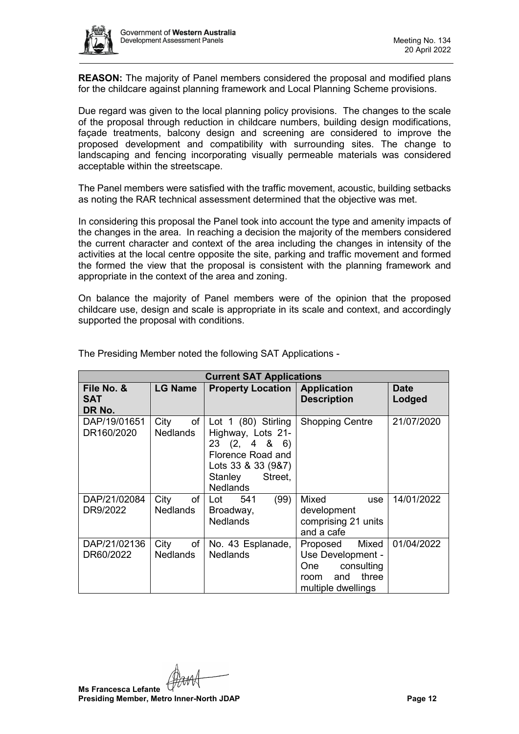**REASON:** The majority of Panel members considered the proposal and modified plans for the childcare against planning framework and Local Planning Scheme provisions.

Due regard was given to the local planning policy provisions. The changes to the scale of the proposal through reduction in childcare numbers, building design modifications, façade treatments, balcony design and screening are considered to improve the proposed development and compatibility with surrounding sites. The change to landscaping and fencing incorporating visually permeable materials was considered acceptable within the streetscape.

The Panel members were satisfied with the traffic movement, acoustic, building setbacks as noting the RAR technical assessment determined that the objective was met.

In considering this proposal the Panel took into account the type and amenity impacts of the changes in the area. In reaching a decision the majority of the members considered the current character and context of the area including the changes in intensity of the activities at the local centre opposite the site, parking and traffic movement and formed the formed the view that the proposal is consistent with the planning framework and appropriate in the context of the area and zoning.

On balance the majority of Panel members were of the opinion that the proposed childcare use, design and scale is appropriate in its scale and context, and accordingly supported the proposal with conditions.

The Presiding Member noted the following SAT Applications -

| **Current SAT Applications** | | | | |
|---|---|---|---|---|
| **File No. & SAT DR No.** | **LG Name** | **Property Location** | **Application Description** | **Date Lodged** |
| DAP/19/01651 DR160/2020 | City of Nedlands | Lot 1 (80) Stirling Highway, Lots 21-23 (2, 4 & 6) Florence Road and Lots 33 & 33 (9&7) Stanley Street, Nedlands | Shopping Centre | 21/07/2020 |
| DAP/21/02084 DR9/2022 | City of Nedlands | Lot 541 (99) Broadway, Nedlands | Mixed use development comprising 21 units and a cafe | 14/01/2022 |
| DAP/21/02136 DR60/2022 | City of Nedlands | No. 43 Esplanade, Nedlands | Proposed Mixed Use Development - One consulting room and three multiple dwellings | 01/04/2022 |

**Ms Francesca Lefante**
**Presiding Member, Metro Inner-North JDAP**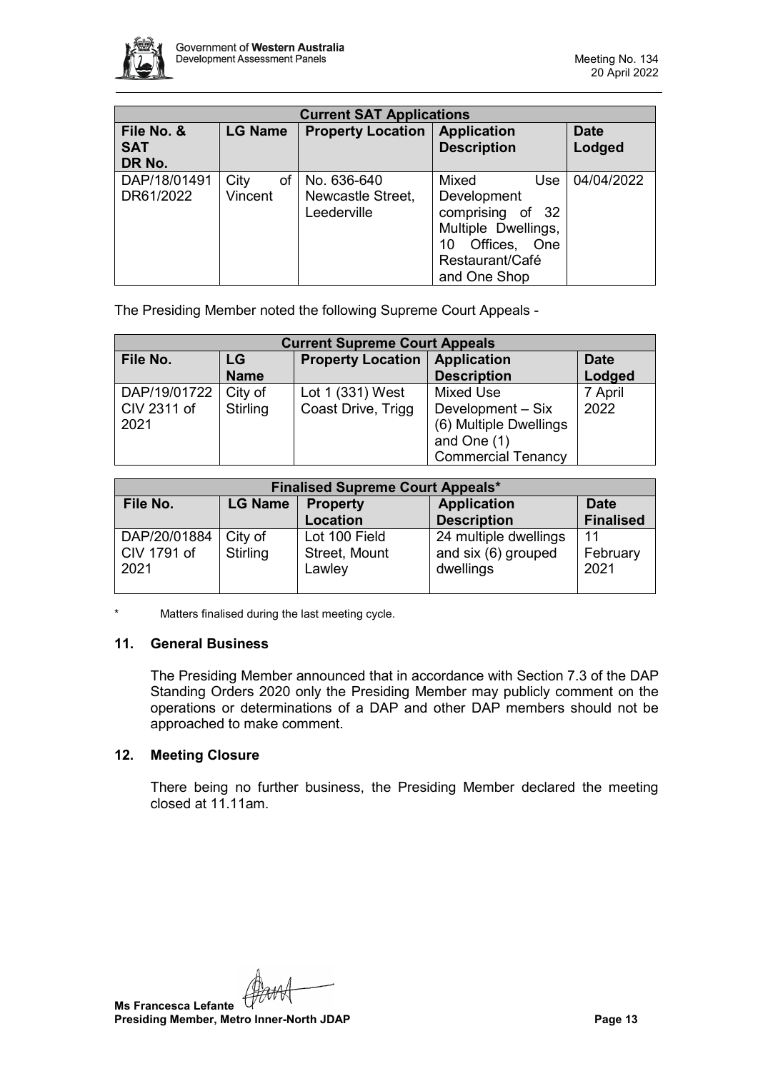| Current SAT Applications | | | | |
|---|---|---|---|---|
| **File No. & SAT DR No.** | **LG Name** | **Property Location** | **Application Description** | **Date Lodged** |
| DAP/18/01491 DR61/2022 | City of Vincent | No. 636-640 Newcastle Street, Leederville | Mixed Use Development comprising of 32 Multiple Dwellings, 10 Offices, One Restaurant/Café and One Shop | 04/04/2022 |

The Presiding Member noted the following Supreme Court Appeals -

| Current Supreme Court Appeals | | | | |
|---|---|---|---|---|
| **File No.** | **LG Name** | **Property Location** | **Application Description** | **Date Lodged** |
| DAP/19/01722 CIV 2311 of 2021 | City of Stirling | Lot 1 (331) West Coast Drive, Trigg | Mixed Use Development – Six (6) Multiple Dwellings and One (1) Commercial Tenancy | 7 April 2022 |

| Finalised Supreme Court Appeals* | | | | |
|---|---|---|---|---|
| **File No.** | **LG Name** | **Property Location** | **Application Description** | **Date Finalised** |
| DAP/20/01884 CIV 1791 of 2021 | City of Stirling | Lot 100 Field Street, Mount Lawley | 24 multiple dwellings and six (6) grouped dwellings | 11 February 2021 |

\* Matters finalised during the last meeting cycle.

### 11. General Business

The Presiding Member announced that in accordance with Section 7.3 of the DAP Standing Orders 2020 only the Presiding Member may publicly comment on the operations or determinations of a DAP and other DAP members should not be approached to make comment.

### 12. Meeting Closure

There being no further business, the Presiding Member declared the meeting closed at 11.11am.

**Ms Francesca Lefante**
**Presiding Member, Metro Inner-North JDAP**